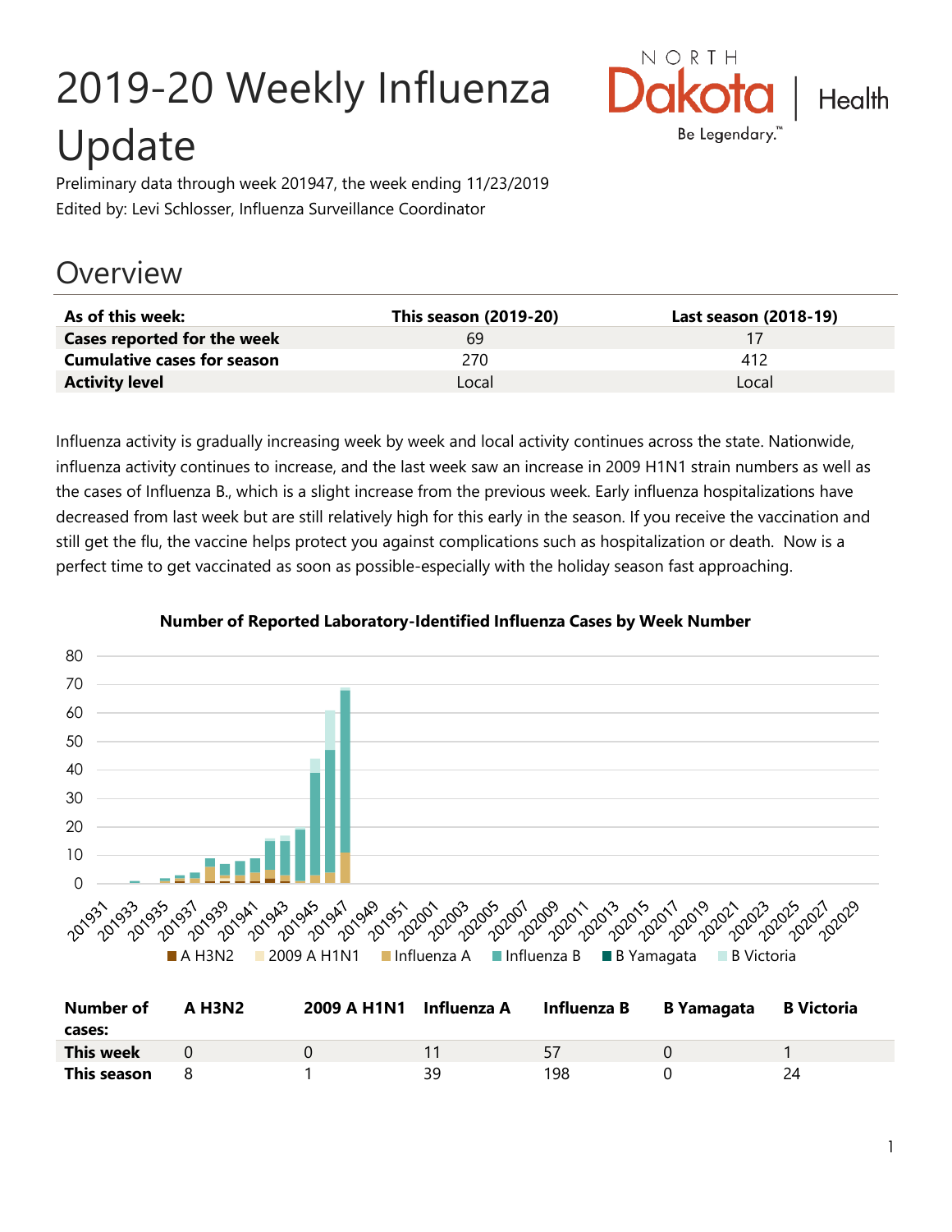# 2019-20 Weekly Influenza Update

Preliminary data through week 201947, the week ending 11/23/2019

Edited by: Levi Schlosser, Influenza Surveillance Coordinator

## Overview

| As of this week: | This season (2019-20) | Last season (2018-19) |
|---|---|---|
| **Cases reported for the week** | 69 | 17 |
| **Cumulative cases for season** | 270 | 412 |
| **Activity level** | Local | Local |

Influenza activity is gradually increasing week by week and local activity continues across the state. Nationwide, influenza activity continues to increase, and the last week saw an increase in 2009 H1N1 strain numbers as well as the cases of Influenza B., which is a slight increase from the previous week. Early influenza hospitalizations have decreased from last week but are still relatively high for this early in the season. If you receive the vaccination and still get the flu, the vaccine helps protect you against complications such as hospitalization or death. Now is a perfect time to get vaccinated as soon as possible-especially with the holiday season fast approaching.

**Number of Reported Laboratory-Identified Influenza Cases by Week Number**

| Number of cases: | A H3N2 | 2009 A H1N1 | Influenza A | Influenza B | B Yamagata | B Victoria |
|---|---|---|---|---|---|---|
| **This week** | 0 | 0 | 11 | 57 | 0 | 1 |
| **This season** | 8 | 1 | 39 | 198 | 0 | 24 |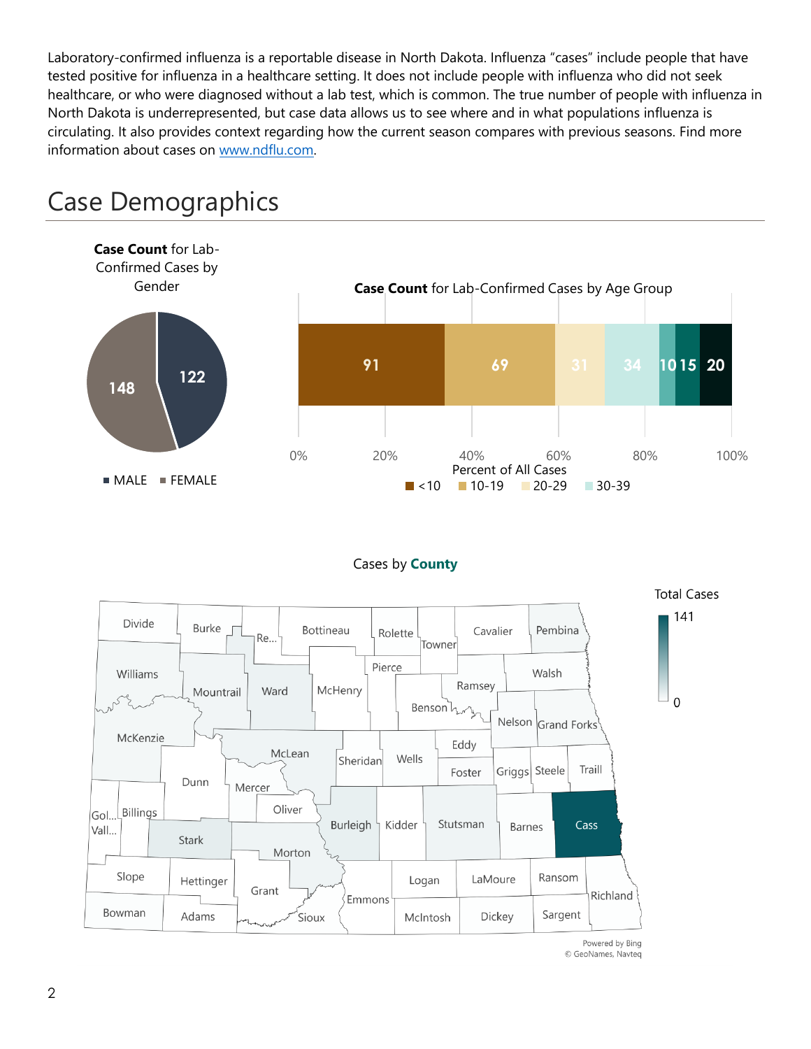Laboratory-confirmed influenza is a reportable disease in North Dakota. Influenza "cases" include people that have tested positive for influenza in a healthcare setting. It does not include people with influenza who did not seek healthcare, or who were diagnosed without a lab test, which is common. The true number of people with influenza in North Dakota is underrepresented, but case data allows us to see where and in what populations influenza is circulating. It also provides context regarding how the current season compares with previous seasons. Find more information about cases on [www.ndflu.com](http://www.ndflu.com).

# Case Demographics

**Case Count** for Lab-Confirmed Cases by Gender

| Gender | Cases |
|---|---|
| MALE | 122 |
| FEMALE | 148 |

**Case Count** for Lab-Confirmed Cases by Age Group

| Age Group | Cases |
|---|---|
| <10 | 91 |
| 10-19 | 69 |
| 20-29 | 31 |
| 30-39 | 34 |
| | 10 |
| | 15 |
| | 20 |

Percent of All Cases

Cases by **County**

Total Cases: 0 – 141

Powered by Bing
© GeoNames, Navteq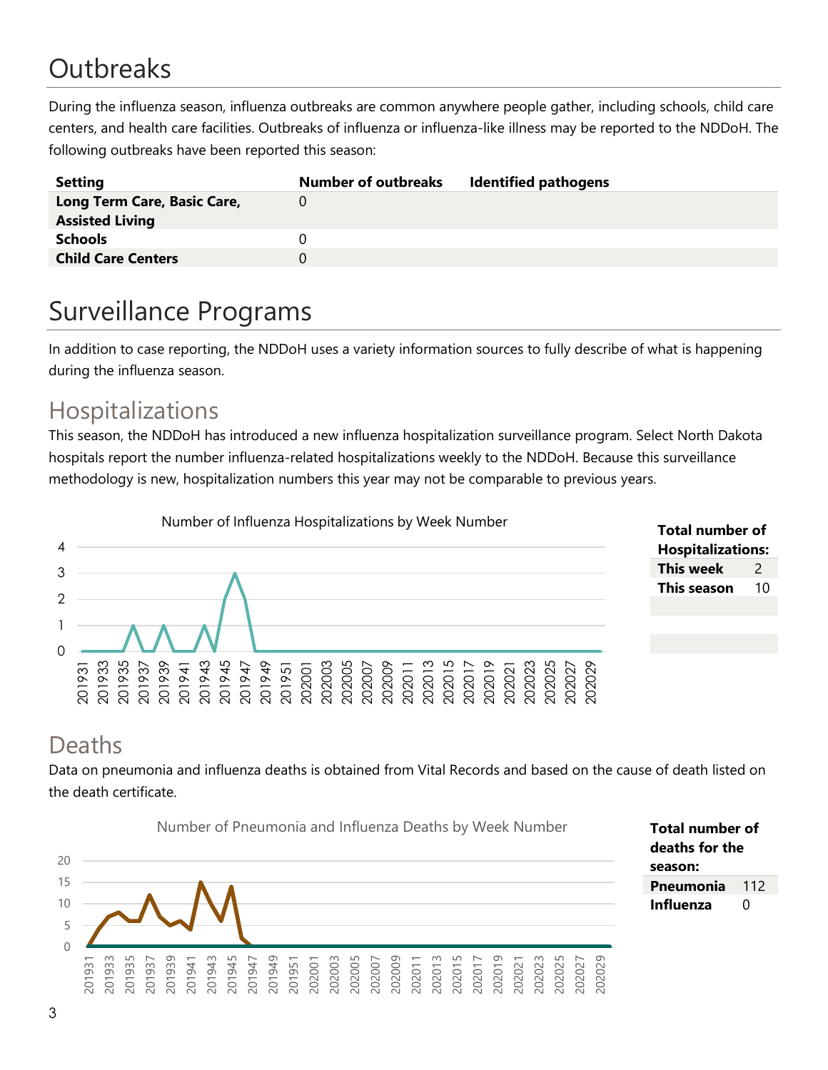# Outbreaks

During the influenza season, influenza outbreaks are common anywhere people gather, including schools, child care centers, and health care facilities. Outbreaks of influenza or influenza-like illness may be reported to the NDDoH. The following outbreaks have been reported this season:

| Setting | Number of outbreaks | Identified pathogens |
|---|---|---|
| **Long Term Care, Basic Care, Assisted Living** | 0 | |
| **Schools** | 0 | |
| **Child Care Centers** | 0 | |

# Surveillance Programs

In addition to case reporting, the NDDoH uses a variety information sources to fully describe of what is happening during the influenza season.

## Hospitalizations

This season, the NDDoH has introduced a new influenza hospitalization surveillance program. Select North Dakota hospitals report the number influenza-related hospitalizations weekly to the NDDoH. Because this surveillance methodology is new, hospitalization numbers this year may not be comparable to previous years.

Number of Influenza Hospitalizations by Week Number

| Total number of Hospitalizations: | |
|---|---|
| **This week** | 2 |
| **This season** | 10 |

## Deaths

Data on pneumonia and influenza deaths is obtained from Vital Records and based on the cause of death listed on the death certificate.

Number of Pneumonia and Influenza Deaths by Week Number

| Total number of deaths for the season: | |
|---|---|
| **Pneumonia** | 112 |
| **Influenza** | 0 |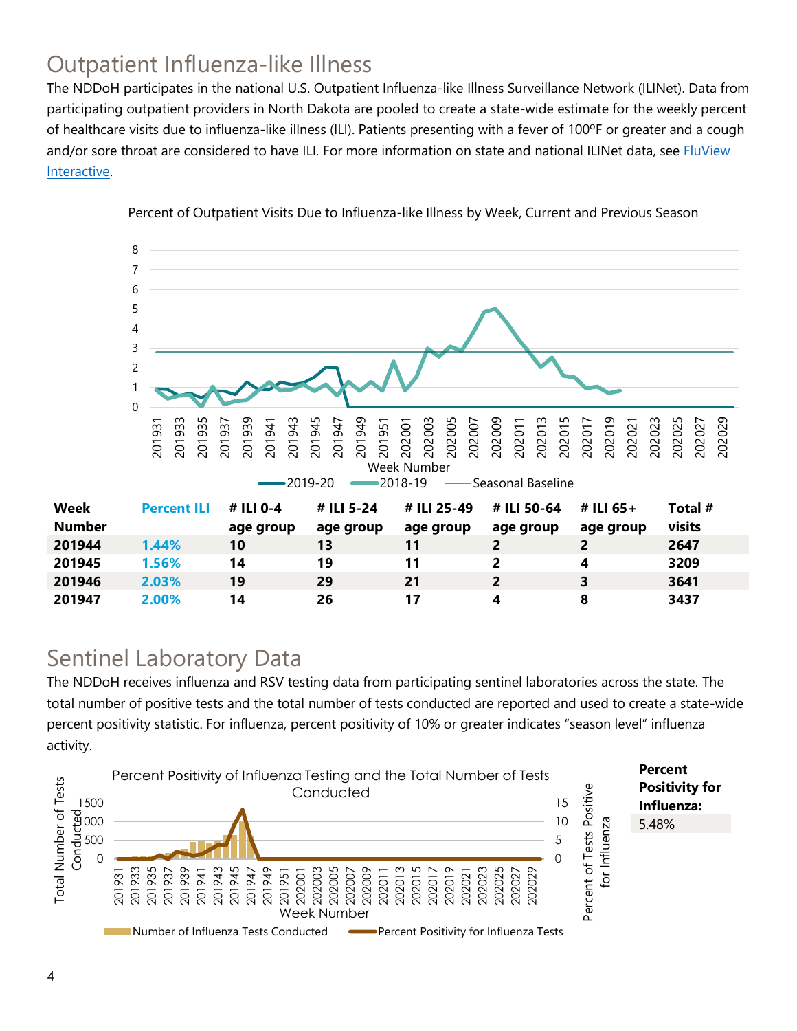## Outpatient Influenza-like Illness

The NDDoH participates in the national U.S. Outpatient Influenza-like Illness Surveillance Network (ILINet). Data from participating outpatient providers in North Dakota are pooled to create a state-wide estimate for the weekly percent of healthcare visits due to influenza-like illness (ILI). Patients presenting with a fever of 100ºF or greater and a cough and/or sore throat are considered to have ILI. For more information on state and national ILINet data, see FluView Interactive.

Percent of Outpatient Visits Due to Influenza-like Illness by Week, Current and Previous Season

| Week Number | Percent ILI | # ILI 0-4 age group | # ILI 5-24 age group | # ILI 25-49 age group | # ILI 50-64 age group | # ILI 65+ age group | Total # visits |
|---|---|---|---|---|---|---|---|
| 201944 | 1.44% | 10 | 13 | 11 | 2 | 2 | 2647 |
| 201945 | 1.56% | 14 | 19 | 11 | 2 | 4 | 3209 |
| 201946 | 2.03% | 19 | 29 | 21 | 2 | 3 | 3641 |
| 201947 | 2.00% | 14 | 26 | 17 | 4 | 8 | 3437 |

## Sentinel Laboratory Data

The NDDoH receives influenza and RSV testing data from participating sentinel laboratories across the state. The total number of positive tests and the total number of tests conducted are reported and used to create a state-wide percent positivity statistic. For influenza, percent positivity of 10% or greater indicates "season level" influenza activity.

Percent Positivity of Influenza Testing and the Total Number of Tests Conducted

| Percent Positivity for Influenza: |
|---|
| 5.48% |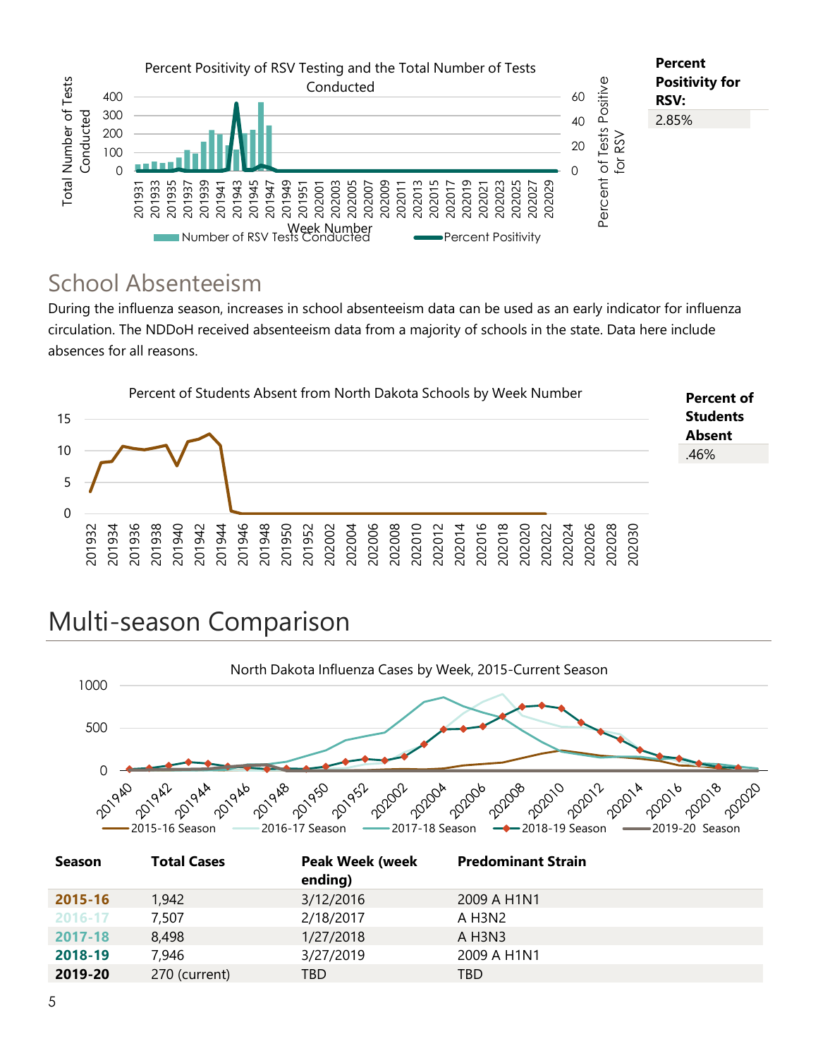Percent Positivity of RSV Testing and the Total Number of Tests Conducted

**Percent Positivity for RSV:**

2.85%

## School Absenteeism

During the influenza season, increases in school absenteeism data can be used as an early indicator for influenza circulation. The NDDoH received absenteeism data from a majority of schools in the state. Data here include absences for all reasons.

Percent of Students Absent from North Dakota Schools by Week Number

**Percent of Students Absent**

.46%

# Multi-season Comparison

North Dakota Influenza Cases by Week, 2015-Current Season

| Season | Total Cases | Peak Week (week ending) | Predominant Strain |
|---|---|---|---|
| **2015-16** | 1,942 | 3/12/2016 | 2009 A H1N1 |
| **2016-17** | 7,507 | 2/18/2017 | A H3N2 |
| **2017-18** | 8,498 | 1/27/2018 | A H3N3 |
| **2018-19** | 7,946 | 3/27/2019 | 2009 A H1N1 |
| **2019-20** | 270 (current) | TBD | TBD |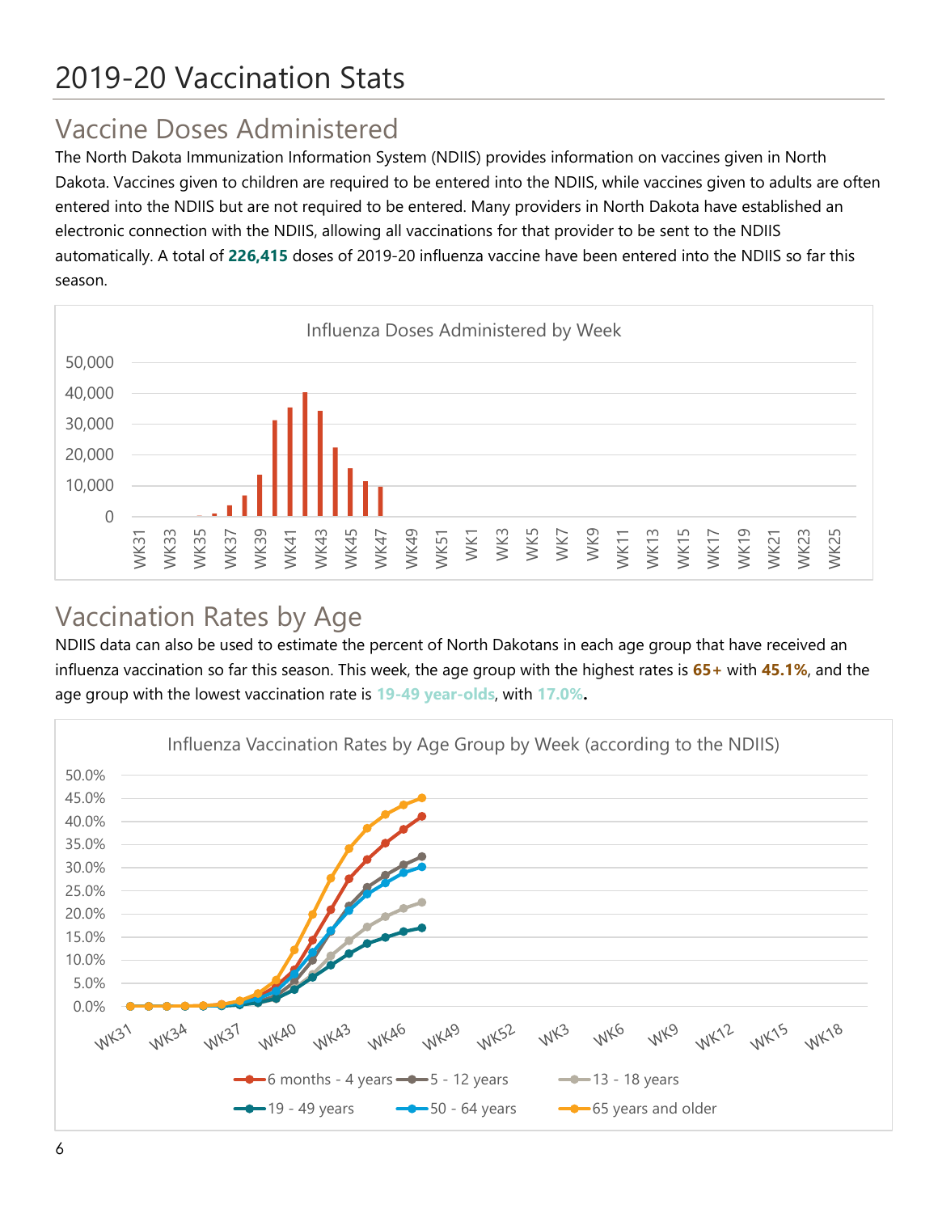# 2019-20 Vaccination Stats

## Vaccine Doses Administered

The North Dakota Immunization Information System (NDIIS) provides information on vaccines given in North Dakota. Vaccines given to children are required to be entered into the NDIIS, while vaccines given to adults are often entered into the NDIIS but are not required to be entered. Many providers in North Dakota have established an electronic connection with the NDIIS, allowing all vaccinations for that provider to be sent to the NDIIS automatically. A total of **226,415** doses of 2019-20 influenza vaccine have been entered into the NDIIS so far this season.

Influenza Doses Administered by Week

50,000
40,000
30,000
20,000
10,000
0

WK31 WK33 WK35 WK37 WK39 WK41 WK43 WK45 WK47 WK49 WK51 WK1 WK3 WK5 WK7 WK9 WK11 WK13 WK15 WK17 WK19 WK21 WK23 WK25

## Vaccination Rates by Age

NDIIS data can also be used to estimate the percent of North Dakotans in each age group that have received an influenza vaccination so far this season. This week, the age group with the highest rates is **65+** with **45.1%**, and the age group with the lowest vaccination rate is **19-49 year-olds**, with **17.0%**.

Influenza Vaccination Rates by Age Group by Week (according to the NDIIS)

50.0%
45.0%
40.0%
35.0%
30.0%
25.0%
20.0%
15.0%
10.0%
5.0%
0.0%

WK31 WK34 WK37 WK40 WK43 WK46 WK49 WK52 WK3 WK6 WK9 WK12 WK15 WK18

6 months - 4 years
5 - 12 years
13 - 18 years
19 - 49 years
50 - 64 years
65 years and older